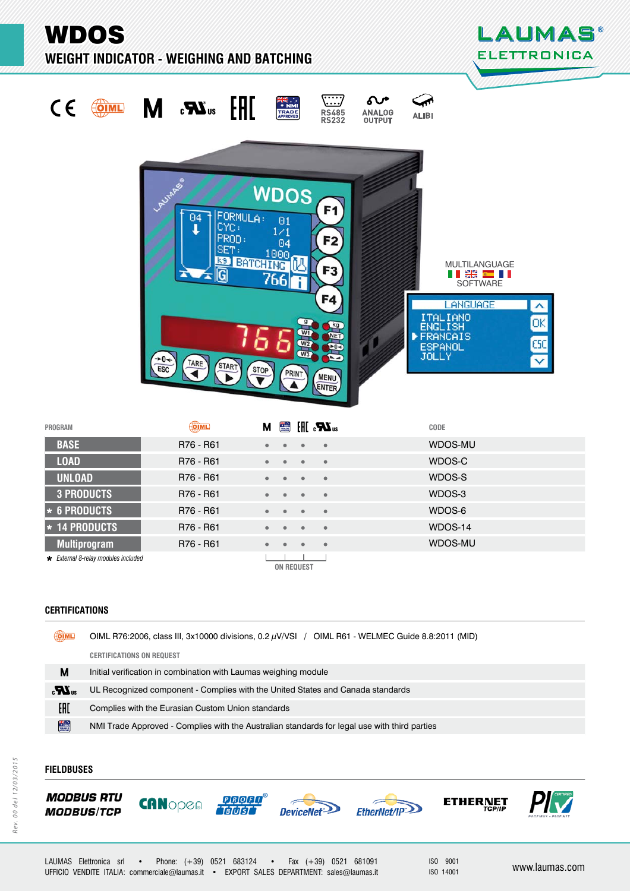# WDOS

## WEIGHT INDICATOR - WEIGHING AND BATCHING

RS485 RS232 · ANALOG OUTPUT · ALIBI

MULTILANGUAGE SOFTWARE

| PROGRAM | OIML | M | NMI | EAC | cULus | CODE |
|---|---|---|---|---|---|---|
| BASE | R76 - R61 | • | • | • | • | WDOS-MU |
| LOAD | R76 - R61 | • | • | • | • | WDOS-C |
| UNLOAD | R76 - R61 | • | • | • | • | WDOS-S |
| 3 PRODUCTS | R76 - R61 | • | • | • | • | WDOS-3 |
| * 6 PRODUCTS | R76 - R61 | • | • | • | • | WDOS-6 |
| * 14 PRODUCTS | R76 - R61 | • | • | • | • | WDOS-14 |
| Multiprogram | R76 - R61 | • | • | • | • | WDOS-MU |

* *External 8-relay modules included*

ON REQUEST

## CERTIFICATIONS

OIML: OIML R76:2006, class III, 3x10000 divisions, 0.2 μV/VSI / OIML R61 - WELMEC Guide 8.8:2011 (MID)

CERTIFICATIONS ON REQUEST

| | |
|---|---|
| M | Initial verification in combination with Laumas weighing module |
| cULus | UL Recognized component - Complies with the United States and Canada standards |
| EAC | Complies with the Eurasian Custom Union standards |
| NMI | NMI Trade Approved - Complies with the Australian standards for legal use with third parties |

## FIELDBUSES

MODBUS RTU · MODBUS/TCP · CANopen · PROFIBUS · DeviceNet · EtherNet/IP · ETHERNET TCP/IP · PROFINET

LAUMAS Elettronica srl • Phone: (+39) 0521 683124 • Fax (+39) 0521 681091
UFFICIO VENDITE ITALIA: commerciale@laumas.it • EXPORT SALES DEPARTMENT: sales@laumas.it

ISO 9001
ISO 14001

www.laumas.com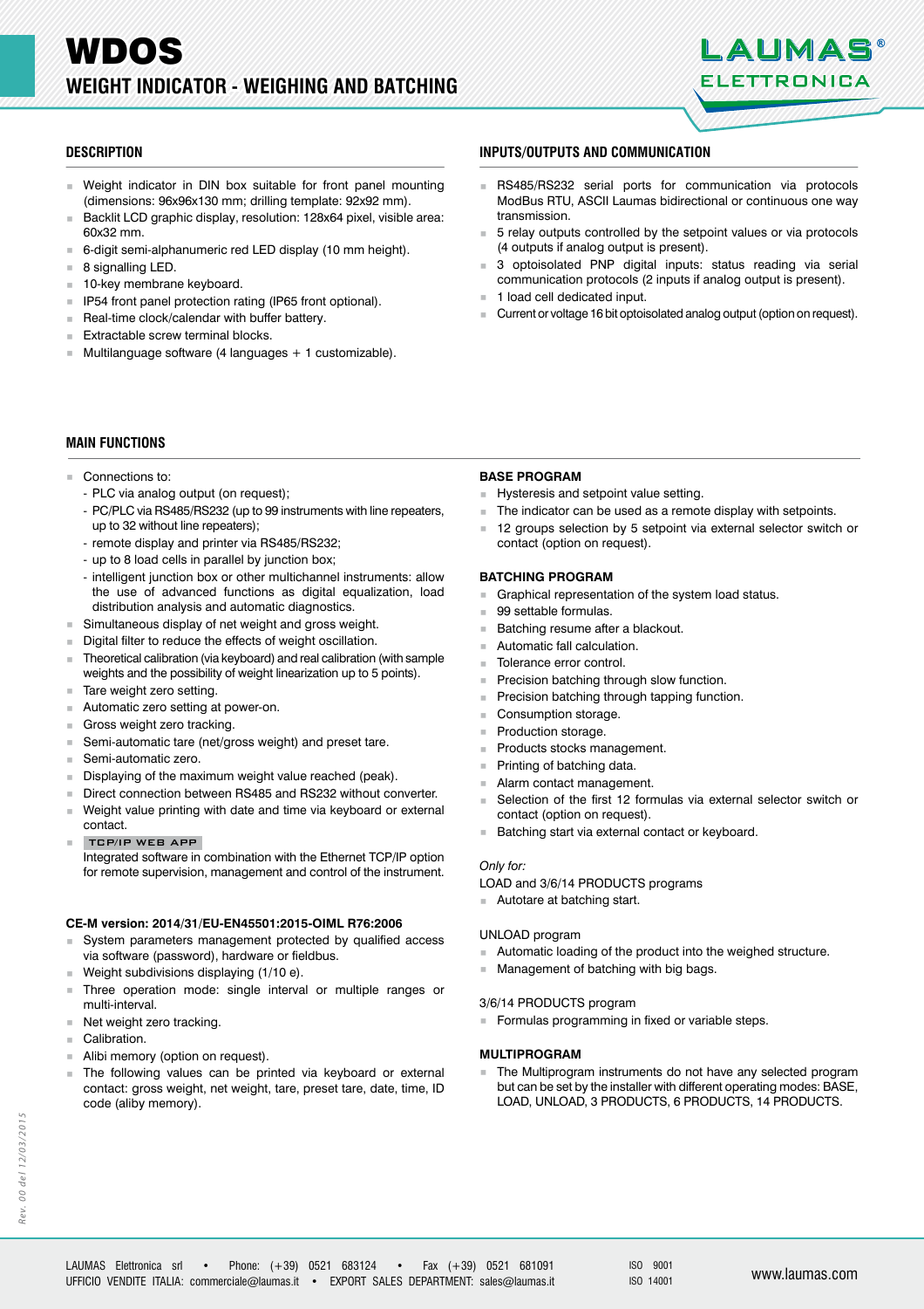# WDOS
## WEIGHT INDICATOR - WEIGHING AND BATCHING

### DESCRIPTION

- Weight indicator in DIN box suitable for front panel mounting (dimensions: 96x96x130 mm; drilling template: 92x92 mm).
- Backlit LCD graphic display, resolution: 128x64 pixel, visible area: 60x32 mm.
- 6-digit semi-alphanumeric red LED display (10 mm height).
- 8 signalling LED.
- 10-key membrane keyboard.
- IP54 front panel protection rating (IP65 front optional).
- Real-time clock/calendar with buffer battery.
- Extractable screw terminal blocks.
- Multilanguage software (4 languages + 1 customizable).

### INPUTS/OUTPUTS AND COMMUNICATION

- RS485/RS232 serial ports for communication via protocols ModBus RTU, ASCII Laumas bidirectional or continuous one way transmission.
- 5 relay outputs controlled by the setpoint values or via protocols (4 outputs if analog output is present).
- 3 optoisolated PNP digital inputs: status reading via serial communication protocols (2 inputs if analog output is present).
- 1 load cell dedicated input.
- Current or voltage 16 bit optoisolated analog output (option on request).

### MAIN FUNCTIONS

- Connections to:
  - PLC via analog output (on request);
  - PC/PLC via RS485/RS232 (up to 99 instruments with line repeaters, up to 32 without line repeaters);
  - remote display and printer via RS485/RS232;
  - up to 8 load cells in parallel by junction box;
  - intelligent junction box or other multichannel instruments: allow the use of advanced functions as digital load equalization, load distribution analysis and automatic diagnostics.
- Simultaneous display of net weight and gross weight.
- Digital filter to reduce the effects of weight oscillation.
- Theoretical calibration (via keyboard) and real calibration (with sample weights and the possibility of weight linearization up to 5 points).
- Tare weight zero setting.
- Automatic zero setting at power-on.
- Gross weight zero tracking.
- Semi-automatic tare (net/gross weight) and preset tare.
- Semi-automatic zero.
- Displaying of the maximum weight value reached (peak).
- Direct connection between RS485 and RS232 without converter.
- Weight value printing with date and time via keyboard or external contact.
- TCP/IP WEB APP
  Integrated software in combination with the Ethernet TCP/IP option for remote supervision, management and control of the instrument.

**CE-M version: 2014/31/EU-EN45501:2015-OIML R76:2006**

- System parameters management protected by qualified access via software (password), hardware or fieldbus.
- Weight subdivisions displaying (1/10 e).
- Three operation mode: single interval or multiple ranges or multi-interval.
- Net weight zero tracking.
- Calibration.
- Alibi memory (option on request).
- The following values can be printed via keyboard or external contact: gross weight, net weight, tare, preset tare, date, time, ID code (aliby memory).

**BASE PROGRAM**

- Hysteresis and setpoint value setting.
- The indicator can be used as a remote display with setpoints.
- 12 groups selection by 5 setpoint via external selector switch or contact (option on request).

**BATCHING PROGRAM**

- Graphical representation of the system load status.
- 99 settable formulas.
- Batching resume after a blackout.
- Automatic fall calculation.
- Tolerance error control.
- Precision batching through slow function.
- Precision batching through tapping function.
- Consumption storage.
- Production storage.
- Products stocks management.
- Printing of batching data.
- Alarm contact management.
- Selection of the first 12 formulas via external selector switch or contact (option on request).
- Batching start via external contact or keyboard.

*Only for:*

LOAD and 3/6/14 PRODUCTS programs

- Autotare at batching start.

UNLOAD program

- Automatic loading of the product into the weighed structure.
- Management of batching with big bags.

3/6/14 PRODUCTS program

- Formulas programming in fixed or variable steps.

**MULTIPROGRAM**

- The Multiprogram instruments do not have any selected program but can be set by the installer with different operating modes: BASE, LOAD, UNLOAD, 3 PRODUCTS, 6 PRODUCTS, 14 PRODUCTS.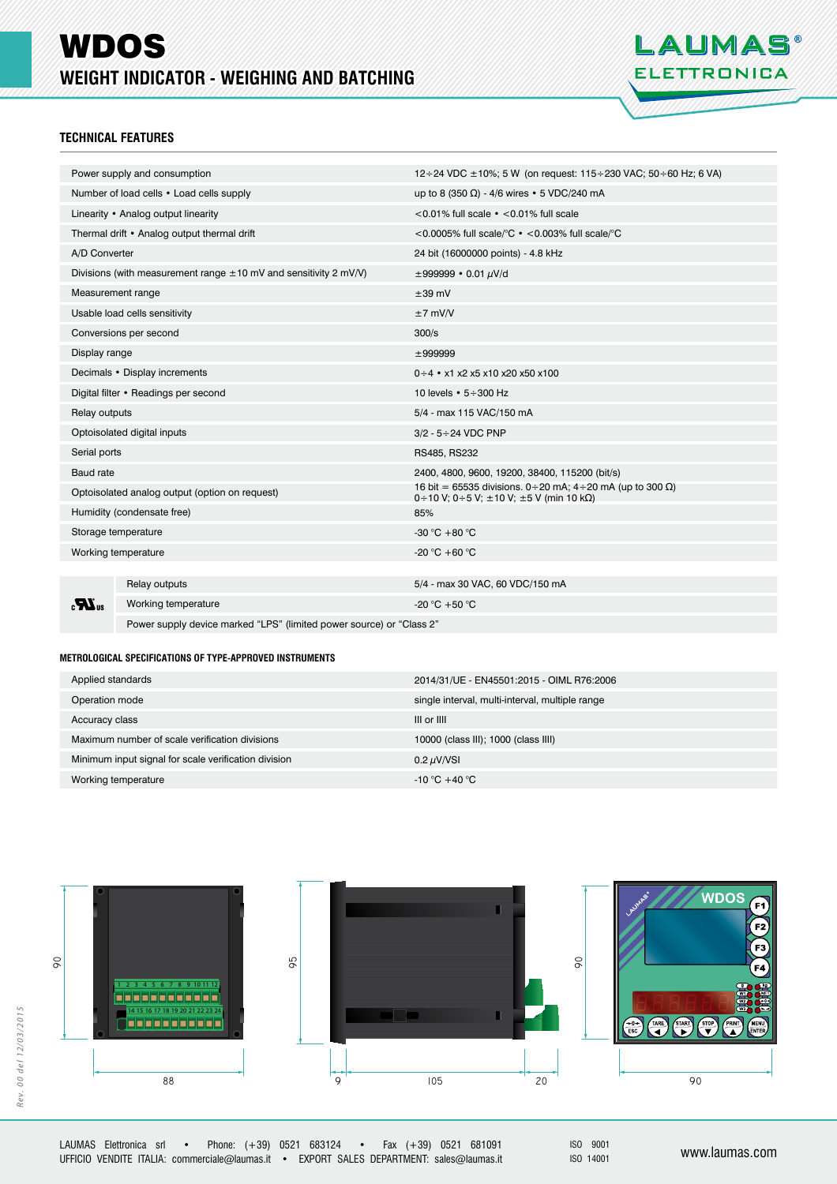# WDOS

## WEIGHT INDICATOR - WEIGHING AND BATCHING

### TECHNICAL FEATURES

| | |
|---|---|
| Power supply and consumption | 12÷24 VDC ±10%; 5 W (on request: 115÷230 VAC; 50÷60 Hz; 6 VA) |
| Number of load cells • Load cells supply | up to 8 (350 Ω) - 4/6 wires • 5 VDC/240 mA |
| Linearity • Analog output linearity | <0.01% full scale • <0.01% full scale |
| Thermal drift • Analog output thermal drift | <0.0005% full scale/°C • <0.003% full scale/°C |
| A/D Converter | 24 bit (16000000 points) - 4.8 kHz |
| Divisions (with measurement range ±10 mV and sensitivity 2 mV/V) | ±999999 • 0.01 μV/d |
| Measurement range | ±39 mV |
| Usable load cells sensitivity | ±7 mV/V |
| Conversions per second | 300/s |
| Display range | ±999999 |
| Decimals • Display increments | 0÷4 • x1 x2 x5 x10 x20 x50 x100 |
| Digital filter • Readings per second | 10 levels • 5÷300 Hz |
| Relay outputs | 5/4 - max 115 VAC/150 mA |
| Optoisolated digital inputs | 3/2 - 5÷24 VDC PNP |
| Serial ports | RS485, RS232 |
| Baud rate | 2400, 4800, 9600, 19200, 38400, 115200 (bit/s) |
| Optoisolated analog output (option on request) | 16 bit = 65535 divisions. 0÷20 mA; 4÷20 mA (up to 300 Ω) 0÷10 V; 0÷5 V; ±10 V; ±5 V (min 10 kΩ) |
| Humidity (condensate free) | 85% |
| Storage temperature | -30 °C +80 °C |
| Working temperature | -20 °C +60 °C |

| cULus | | |
|---|---|---|
| | Relay outputs | 5/4 - max 30 VAC, 60 VDC/150 mA |
| | Working temperature | -20 °C +50 °C |
| | Power supply device marked “LPS” (limited power source) or “Class 2” | |

#### METROLOGICAL SPECIFICATIONS OF TYPE-APPROVED INSTRUMENTS

| | |
|---|---|
| Applied standards | 2014/31/UE - EN45501:2015 - OIML R76:2006 |
| Operation mode | single interval, multi-interval, multiple range |
| Accuracy class | III or IIII |
| Maximum number of scale verification divisions | 10000 (class III); 1000 (class IIII) |
| Minimum input signal for scale verification division | 0.2 μV/VSI |
| Working temperature | -10 °C +40 °C |

90 / 88 / 95 / 9 / 105 / 20 / 90 / 90

Rev. 00 del 12/03/2015

LAUMAS Elettronica srl • Phone: (+39) 0521 683124 • Fax (+39) 0521 681091
UFFICIO VENDITE ITALIA: commerciale@laumas.it • EXPORT SALES DEPARTMENT: sales@laumas.it

ISO 9001
ISO 14001

www.laumas.com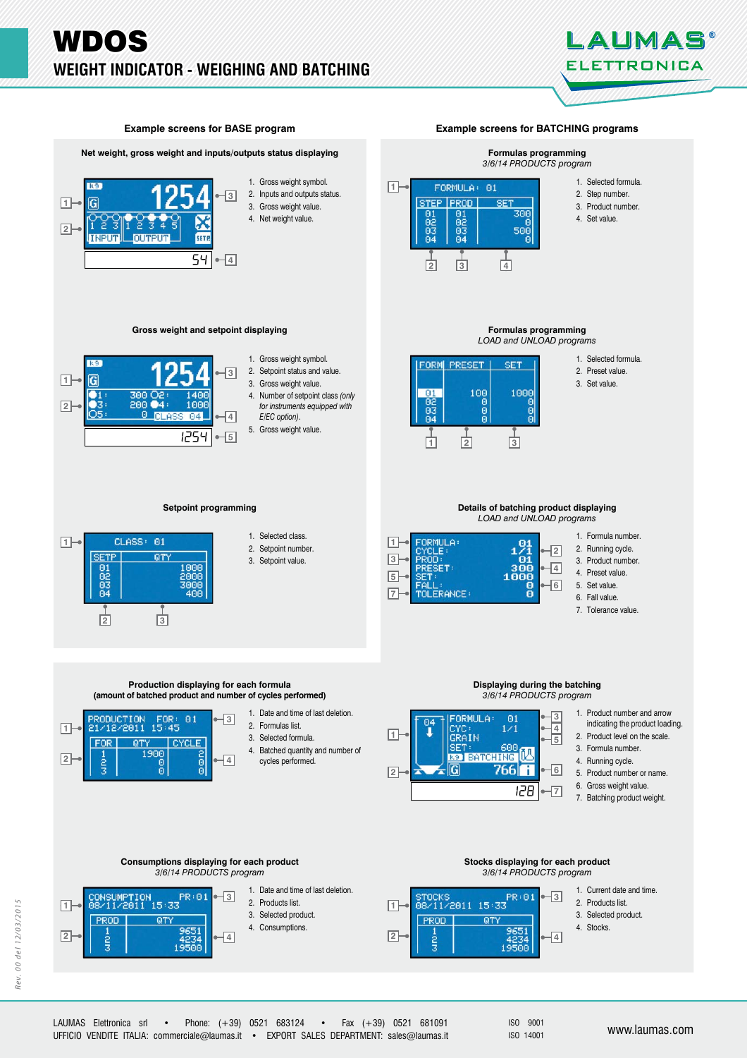# WDOS

## WEIGHT INDICATOR - WEIGHING AND BATCHING

## Example screens for BASE program

### Net weight, gross weight and inputs/outputs status displaying

1. Gross weight symbol.
2. Inputs and outputs status.
3. Gross weight value.
4. Net weight value.

### Gross weight and setpoint displaying

1. Gross weight symbol.
2. Setpoint status and value.
3. Gross weight value.
4. Number of setpoint class *(only for instruments equipped with E/EC option).*
5. Gross weight value.

### Setpoint programming

1. Selected class.
2. Setpoint number.
3. Setpoint value.

## Example screens for BATCHING programs

### Formulas programming

*3/6/14 PRODUCTS program*

1. Selected formula.
2. Step number.
3. Product number.
4. Set value.

### Formulas programming

*LOAD and UNLOAD programs*

1. Selected formula.
2. Preset value.
3. Set value.

### Details of batching product displaying

*LOAD and UNLOAD programs*

1. Formula number.
2. Running cycle.
3. Product number.
4. Preset value.
5. Set value.
6. Fall value.
7. Tolerance value.

### Production displaying for each formula (amount of batched product and number of cycles performed)

1. Date and time of last deletion.
2. Formulas list.
3. Selected formula.
4. Batched quantity and number of cycles performed.

### Displaying during the batching

*3/6/14 PRODUCTS program*

1. Product number and arrow indicating the product loading.
2. Product level on the scale.
3. Formula number.
4. Running cycle.
5. Product number or name.
6. Gross weight value.
7. Batching product weight.

### Consumptions displaying for each product

*3/6/14 PRODUCTS program*

1. Date and time of last deletion.
2. Products list.
3. Selected product.
4. Consumptions.

### Stocks displaying for each product

*3/6/14 PRODUCTS program*

1. Current date and time.
2. Products list.
3. Selected product.
4. Stocks.

LAUMAS Elettronica srl • Phone: (+39) 0521 683124 • Fax (+39) 0521 681091
UFFICIO VENDITE ITALIA: commerciale@laumas.it • EXPORT SALES DEPARTMENT: sales@laumas.it
ISO 9001 ISO 14001
www.laumas.com

Rev. 00 del 12/03/2015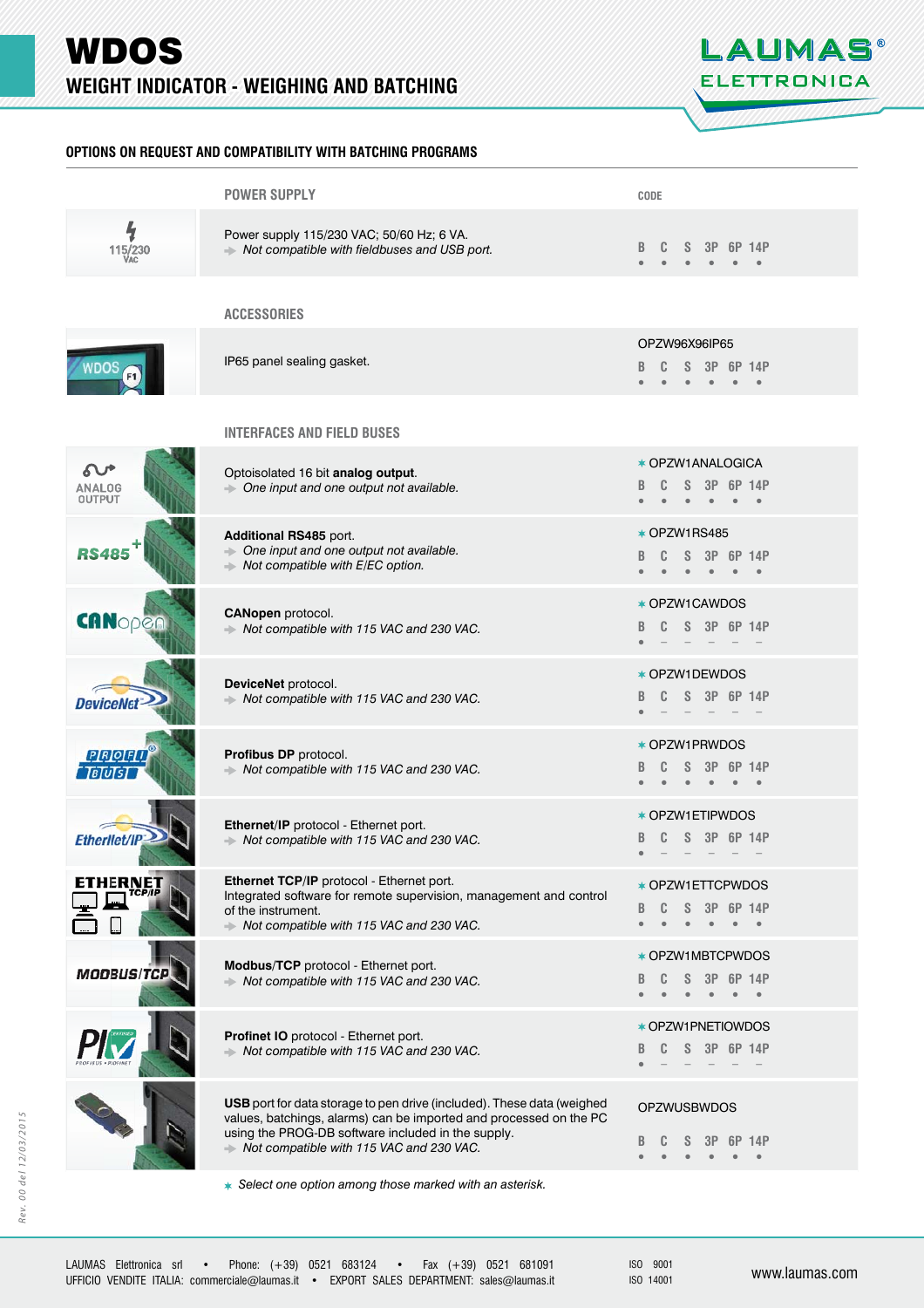# WDOS

## WEIGHT INDICATOR - WEIGHING AND BATCHING

### OPTIONS ON REQUEST AND COMPATIBILITY WITH BATCHING PROGRAMS

#### POWER SUPPLY

| Description | CODE | B | C | S | 3P | 6P | 14P |
|---|---|---|---|---|---|---|---|
| Power supply 115/230 VAC; 50/60 Hz; 6 VA.<br>Not compatible with fieldbuses and USB port. | | • | • | • | • | • | • |

#### ACCESSORIES

| Description | CODE | B | C | S | 3P | 6P | 14P |
|---|---|---|---|---|---|---|---|
| IP65 panel sealing gasket. | OPZW96X96IP65 | • | • | • | • | • | • |

#### INTERFACES AND FIELD BUSES

| Description | CODE | B | C | S | 3P | 6P | 14P |
|---|---|---|---|---|---|---|---|
| Optoisolated 16 bit **analog output**.<br>*One input and one output not available.* | * OPZW1ANALOGICA | • | • | • | • | • | • |
| **Additional RS485** port.<br>*One input and one output not available.*<br>*Not compatible with E/EC option.* | * OPZW1RS485 | • | • | • | • | • | • |
| **CANopen** protocol.<br>*Not compatible with 115 VAC and 230 VAC.* | * OPZW1CAWDOS | • | – | – | – | – | – |
| **DeviceNet** protocol.<br>*Not compatible with 115 VAC and 230 VAC.* | * OPZW1DEWDOS | • | – | – | – | – | – |
| **Profibus DP** protocol.<br>*Not compatible with 115 VAC and 230 VAC.* | * OPZW1PRWDOS | • | • | • | • | • | • |
| **Ethernet/IP** protocol - Ethernet port.<br>*Not compatible with 115 VAC and 230 VAC.* | * OPZW1ETIPWDOS | • | – | – | – | – | – |
| **Ethernet TCP/IP** protocol - Ethernet port.<br>Integrated software for remote supervision, management and control of the instrument.<br>*Not compatible with 115 VAC and 230 VAC.* | * OPZW1ETTCPWDOS | • | • | • | • | • | • |
| **Modbus/TCP** protocol - Ethernet port.<br>*Not compatible with 115 VAC and 230 VAC.* | * OPZW1MBTCPWDOS | • | • | • | • | • | • |
| **Profinet IO** protocol - Ethernet port.<br>*Not compatible with 115 VAC and 230 VAC.* | * OPZW1PNETIOWDOS | • | – | – | – | – | – |
| **USB** port for data storage to pen drive (included). These data (weighed values, batchings, alarms) can be imported and processed on the PC using the PROG-DB software included in the supply.<br>*Not compatible with 115 VAC and 230 VAC.* | OPZWUSBWDOS | • | • | • | • | • | • |

* *Select one option among those marked with an asterisk.*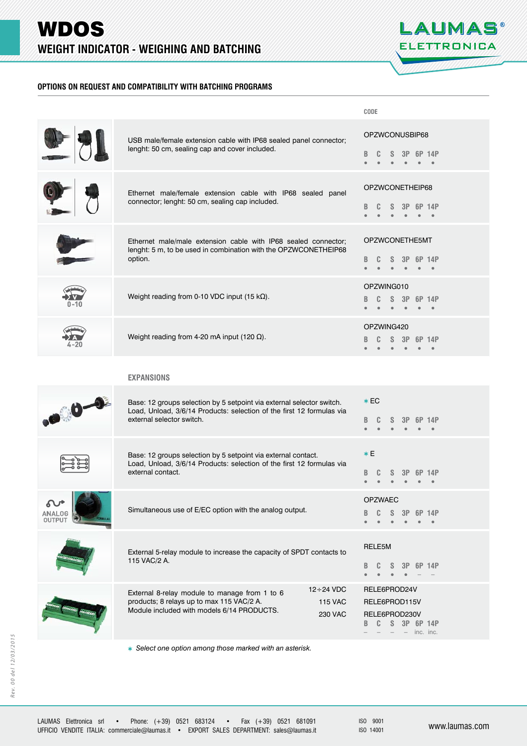# WDOS

## WEIGHT INDICATOR - WEIGHING AND BATCHING

### OPTIONS ON REQUEST AND COMPATIBILITY WITH BATCHING PROGRAMS

| Description | CODE | B | C | S | 3P | 6P | 14P |
|---|---|---|---|---|---|---|---|
| USB male/female extension cable with IP68 sealed panel connector; lenght: 50 cm, sealing cap and cover included. | OPZWCONUSBIP68 | • | • | • | • | • | • |
| Ethernet male/female extension cable with IP68 sealed panel connector; lenght: 50 cm, sealing cap included. | OPZWCONETHEIP68 | • | • | • | • | • | • |
| Ethernet male/male extension cable with IP68 sealed connector; lenght: 5 m, to be used in combination with the OPZWCONETHEIP68 option. | OPZWCONETHE5MT | • | • | • | • | • | • |
| Weight reading from 0-10 VDC input (15 kΩ). | OPZWING010 | • | • | • | • | • | • |
| Weight reading from 4-20 mA input (120 Ω). | OPZWING420 | • | • | • | • | • | • |

#### EXPANSIONS

| Description | CODE | B | C | S | 3P | 6P | 14P |
|---|---|---|---|---|---|---|---|
| Base: 12 groups selection by 5 setpoint via external selector switch. Load, Unload, 3/6/14 Products: selection of the first 12 formulas via external selector switch. | * EC | • | • | • | • | • | • |
| Base: 12 groups selection by 5 setpoint via external contact. Load, Unload, 3/6/14 Products: selection of the first 12 formulas via external contact. | * E | • | • | • | • | • | • |
| Simultaneous use of E/EC option with the analog output. | OPZWAEC | • | • | • | • | • | • |
| External 5-relay module to increase the capacity of SPDT contacts to 115 VAC/2 A. | RELE5M | • | • | • | • | – | – |
| External 8-relay module to manage from 1 to 6 products; 8 relays up to max 115 VAC/2 A. Module included with models 6/14 PRODUCTS. — 12÷24 VDC / 115 VAC / 230 VAC | RELE6PROD24V / RELE6PROD115V / RELE6PROD230V | – | – | – | – | inc. | inc. |

*Select one option among those marked with an asterisk.*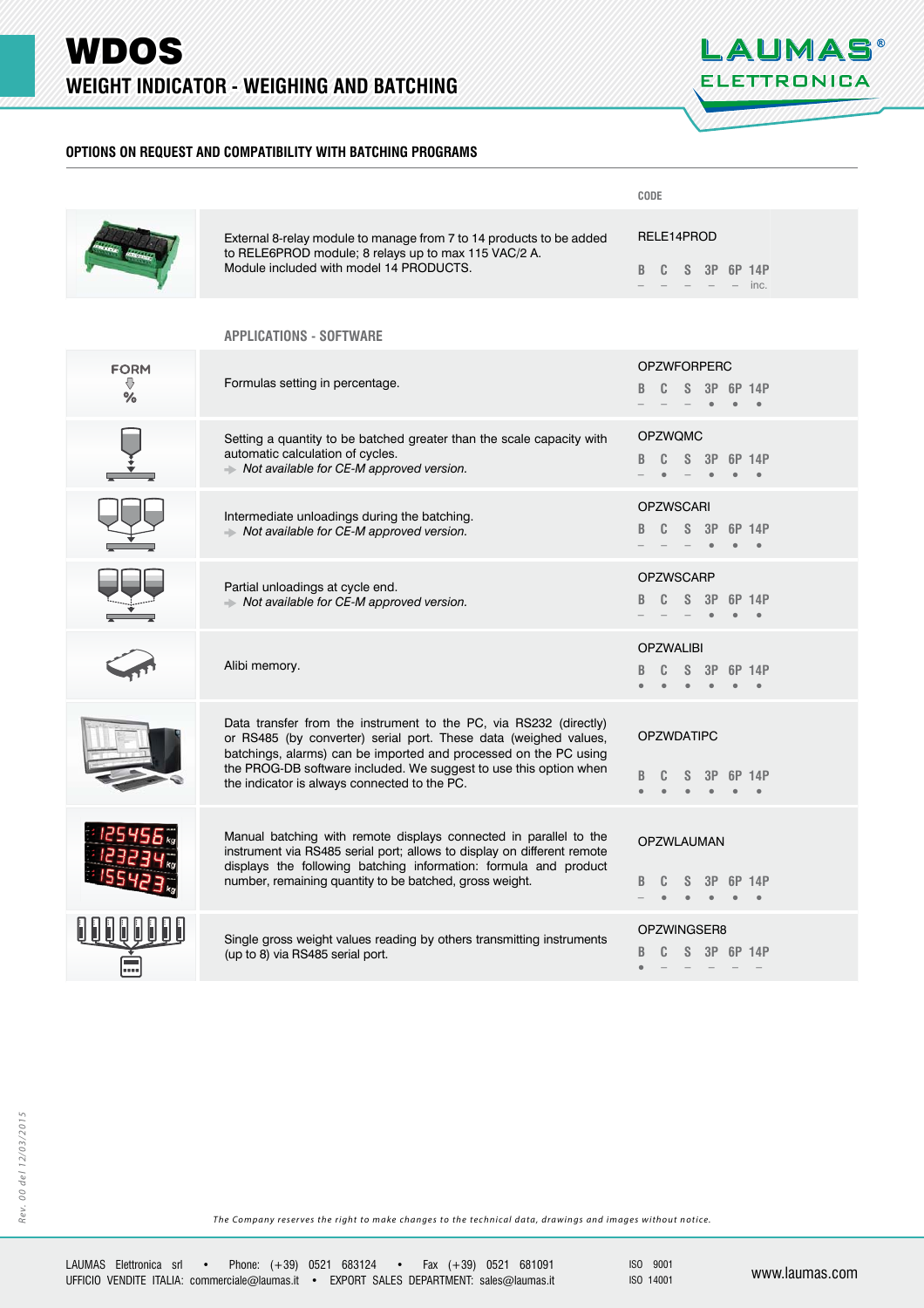## OPTIONS ON REQUEST AND COMPATIBILITY WITH BATCHING PROGRAMS

| Description | CODE | B | C | S | 3P | 6P | 14P |
|---|---|---|---|---|---|---|---|
| External 8-relay module to manage from 7 to 14 products to be added to RELE6PROD module; 8 relays up to max 115 VAC/2 A. Module included with model 14 PRODUCTS. | RELE14PROD | – | – | – | – | – | inc. |

### APPLICATIONS - SOFTWARE

| Description | CODE | B | C | S | 3P | 6P | 14P |
|---|---|---|---|---|---|---|---|
| Formulas setting in percentage. | OPZWFORPERC | – | – | – | • | • | • |
| Setting a quantity to be batched greater than the scale capacity with automatic calculation of cycles. *Not available for CE-M approved version.* | OPZWQMC | – | • | – | • | • | • |
| Intermediate unloadings during the batching. *Not available for CE-M approved version.* | OPZWSCARI | – | – | – | • | • | • |
| Partial unloadings at cycle end. *Not available for CE-M approved version.* | OPZWSCARP | – | – | – | • | • | • |
| Alibi memory. | OPZWALIBI | • | • | • | • | • | • |
| Data transfer from the instrument to the PC, via RS232 (directly) or RS485 (by converter) serial port. These data (weighed values, batchings, alarms) can be imported and processed on the PC using the PROG-DB software included. We suggest to use this option when the indicator is always connected to the PC. | OPZWDATIPC | • | • | • | • | • | • |
| Manual batching with remote displays connected in parallel to the instrument via RS485 serial port; allows to display on different remote displays the following batching information: formula and product number, remaining quantity to be batched, gross weight. | OPZWLAUMAN | – | • | • | • | • | • |
| Single gross weight values reading by others transmitting instruments (up to 8) via RS485 serial port. | OPZWINGSER8 | • | – | – | – | – | – |

*The Company reserves the right to make changes to the technical data, drawings and images without notice.*

LAUMAS Elettronica srl • Phone: (+39) 0521 683124 • Fax (+39) 0521 681091
UFFICIO VENDITE ITALIA: commerciale@laumas.it • EXPORT SALES DEPARTMENT: sales@laumas.it

ISO 9001
ISO 14001

www.laumas.com